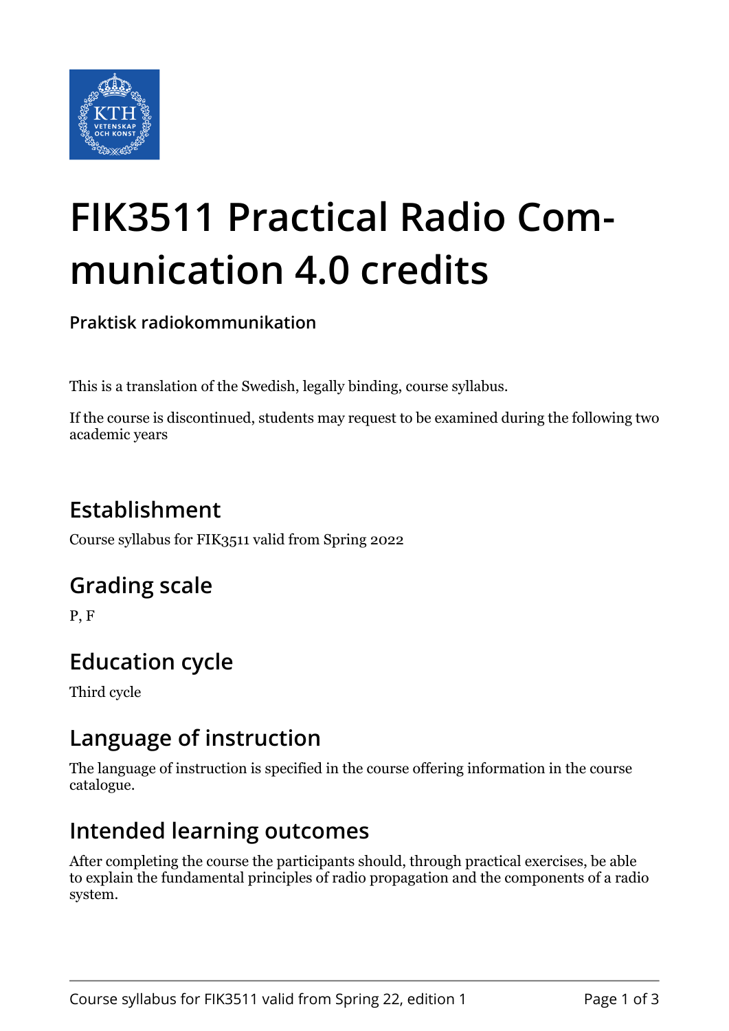# FIK3511 Practical Radio Communication 4.0 credits

**Praktisk radiokommunikation**

This is a translation of the Swedish, legally binding, course syllabus.

If the course is discontinued, students may request to be examined during the following two academic years

## Establishment

Course syllabus for FIK3511 valid from Spring 2022

## Grading scale

P, F

## Education cycle

Third cycle

## Language of instruction

The language of instruction is specified in the course offering information in the course catalogue.

## Intended learning outcomes

After completing the course the participants should, through practical exercises, be able to explain the fundamental principles of radio propagation and the components of a radio system.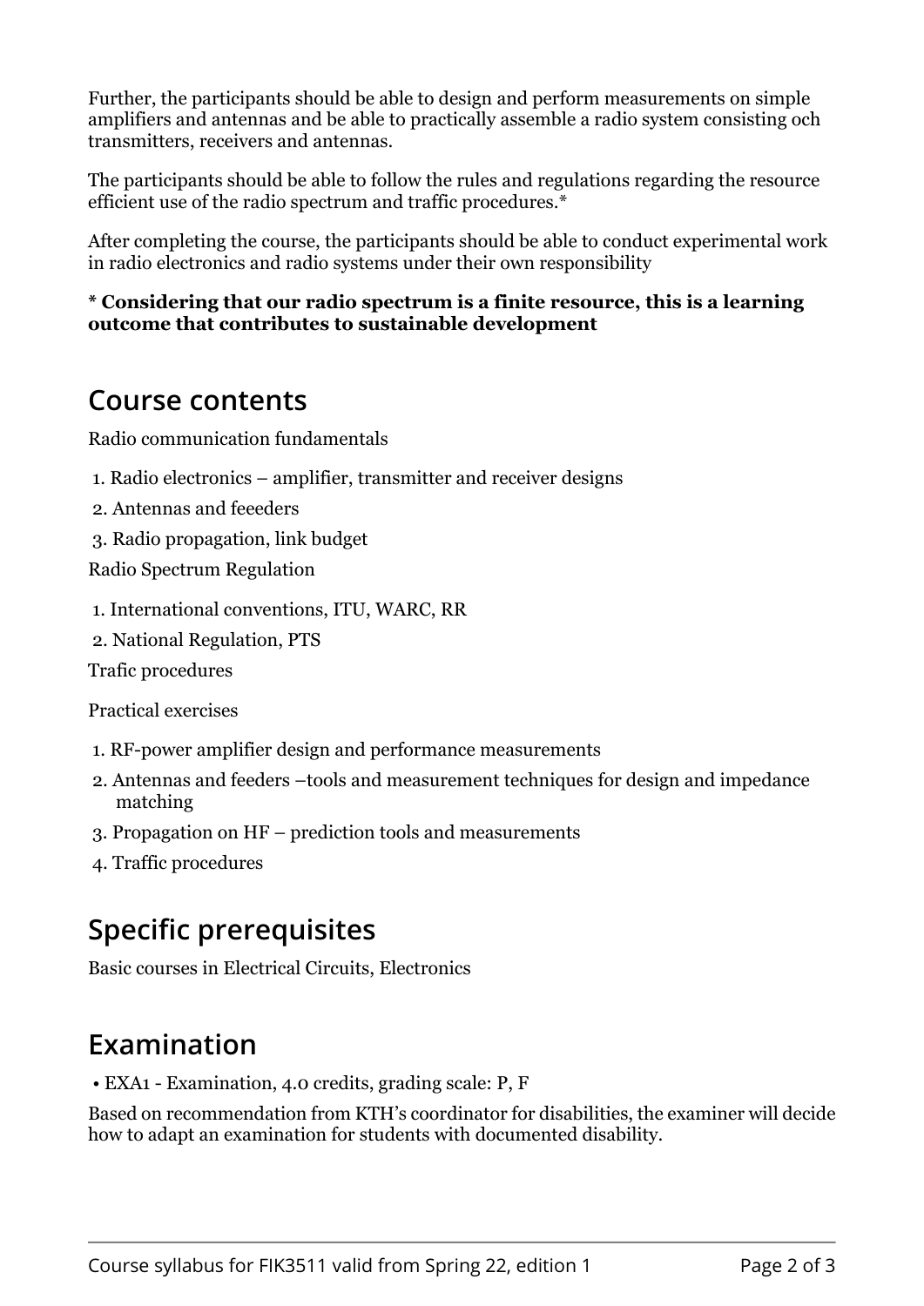Further, the participants should be able to design and perform measurements on simple amplifiers and antennas and be able to practically assemble a radio system consisting och transmitters, receivers and antennas.

The participants should be able to follow the rules and regulations regarding the resource efficient use of the radio spectrum and traffic procedures.*

After completing the course, the participants should be able to conduct experimental work in radio electronics and radio systems under their own responsibility

**\* Considering that our radio spectrum is a finite resource, this is a learning outcome that contributes to sustainable development**

## Course contents

Radio communication fundamentals

1. Radio electronics – amplifier, transmitter and receiver designs
2. Antennas and feeeders
3. Radio propagation, link budget

Radio Spectrum Regulation

1. International conventions, ITU, WARC, RR
2. National Regulation, PTS

Trafic procedures

Practical exercises

1. RF-power amplifier design and performance measurements
2. Antennas and feeders –tools and measurement techniques for design and impedance matching
3. Propagation on HF – prediction tools and measurements
4. Traffic procedures

## Specific prerequisites

Basic courses in Electrical Circuits, Electronics

## Examination

- EXA1 - Examination, 4.0 credits, grading scale: P, F

Based on recommendation from KTH's coordinator for disabilities, the examiner will decide how to adapt an examination for students with documented disability.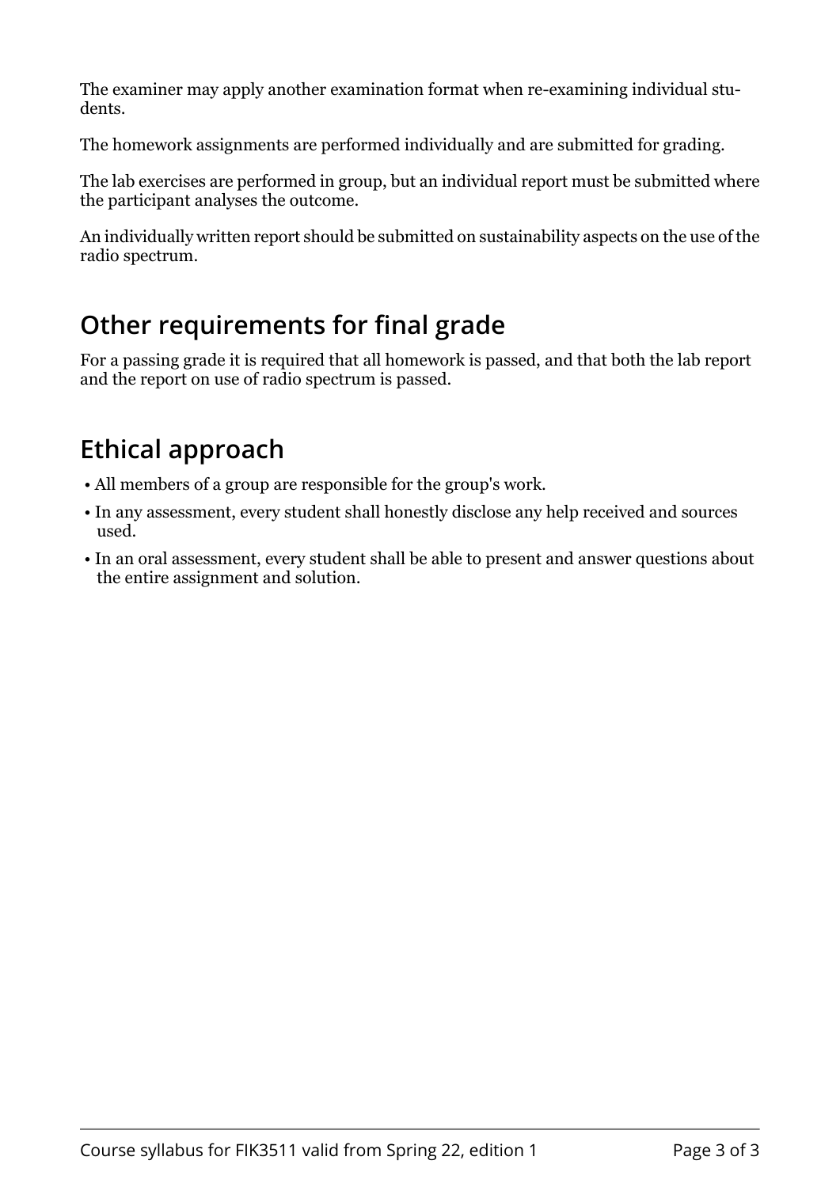The examiner may apply another examination format when re-examining individual students.

The homework assignments are performed individually and are submitted for grading.

The lab exercises are performed in group, but an individual report must be submitted where the participant analyses the outcome.

An individually written report should be submitted on sustainability aspects on the use of the radio spectrum.

## Other requirements for final grade

For a passing grade it is required that all homework is passed, and that both the lab report and the report on use of radio spectrum is passed.

## Ethical approach

- All members of a group are responsible for the group's work.
- In any assessment, every student shall honestly disclose any help received and sources used.
- In an oral assessment, every student shall be able to present and answer questions about the entire assignment and solution.